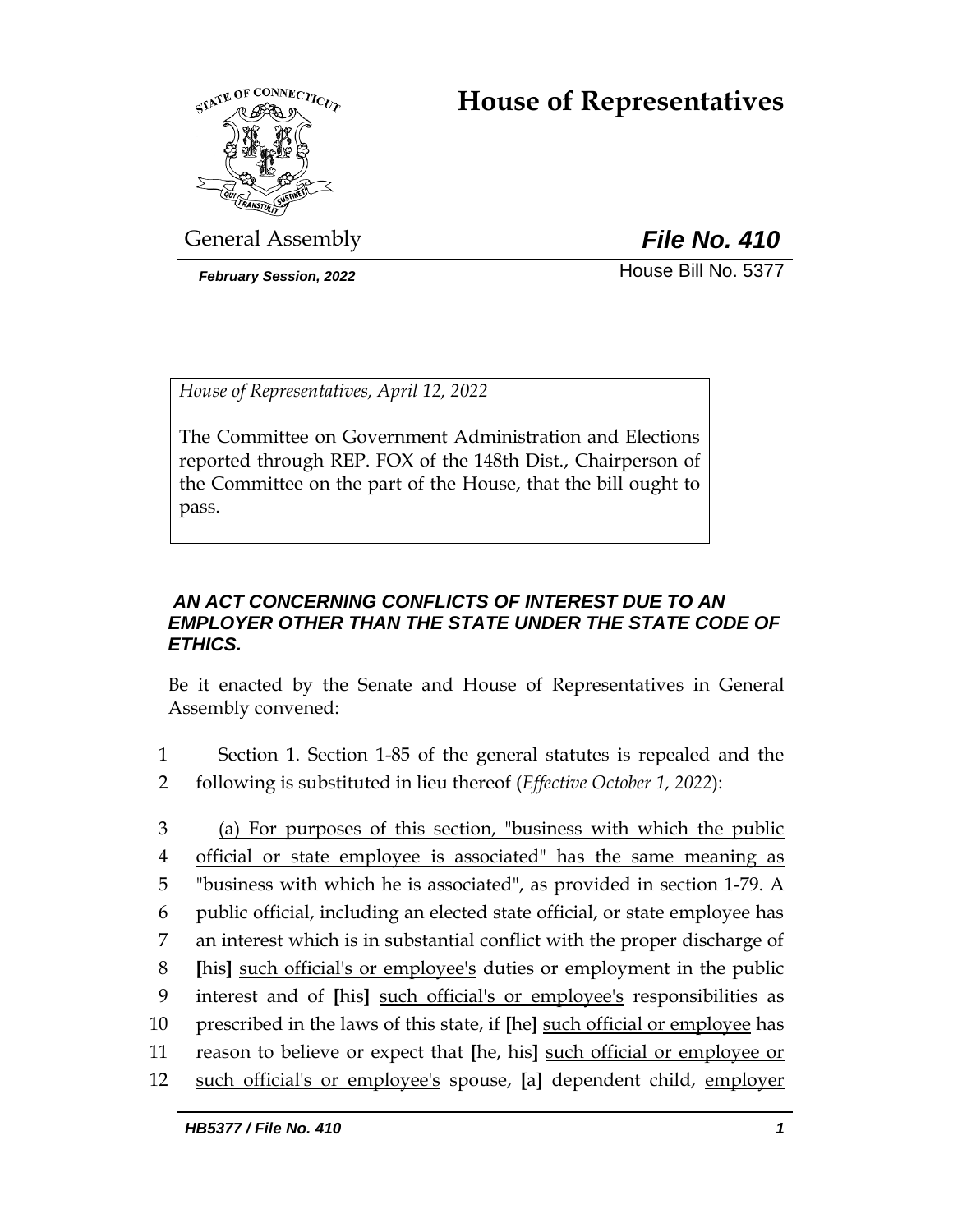# House of Representatives

General Assembly

***File No. 410***

*February Session, 2022*

House Bill No. 5377

*House of Representatives, April 12, 2022*

The Committee on Government Administration and Elections reported through REP. FOX of the 148th Dist., Chairperson of the Committee on the part of the House, that the bill ought to pass.

***AN ACT CONCERNING CONFLICTS OF INTEREST DUE TO AN EMPLOYER OTHER THAN THE STATE UNDER THE STATE CODE OF ETHICS.***

Be it enacted by the Senate and House of Representatives in General Assembly convened:

1 Section 1. Section 1-85 of the general statutes is repealed and the
2 following is substituted in lieu thereof (*Effective October 1, 2022*):

3 <u>(a) For purposes of this section, "business with which the public</u>
4 <u>official or state employee is associated" has the same meaning as</u>
5 <u>"business with which he is associated", as provided in section 1-79.</u> A
6 public official, including an elected state official, or state employee has
7 an interest which is in substantial conflict with the proper discharge of
8 **[**his**]** <u>such official's or employee's</u> duties or employment in the public
9 interest and of **[**his**]** <u>such official's or employee's</u> responsibilities as
10 prescribed in the laws of this state, if **[**he**]** <u>such official or employee</u> has
11 reason to believe or expect that **[**he, his**]** <u>such official or employee or</u>
12 <u>such official's or employee's</u> spouse, **[**a**]** dependent child, <u>employer</u>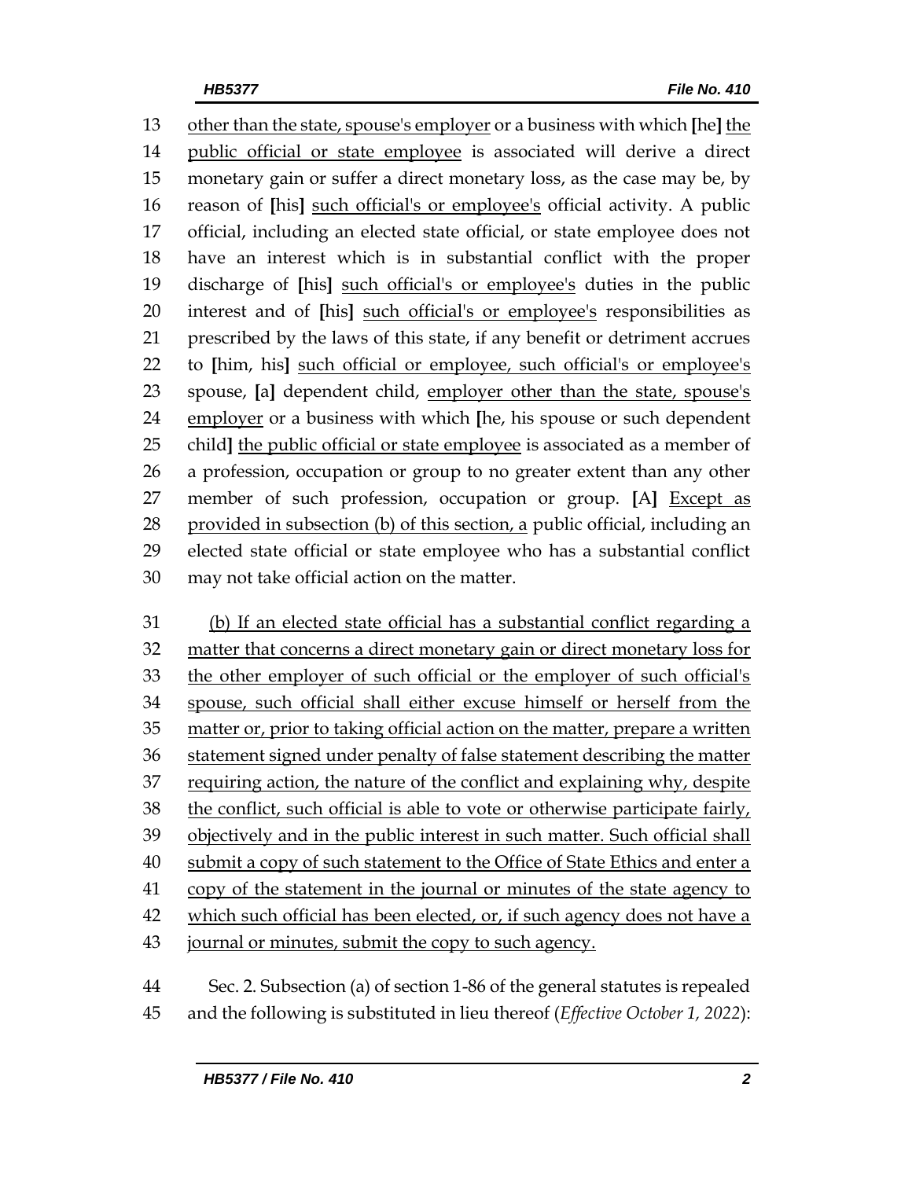13 other than the state, spouse's employer or a business with which [he] the public official or state employee is associated will derive a direct monetary gain or suffer a direct monetary loss, as the case may be, by reason of [his] such official's or employee's official activity. A public official, including an elected state official, or state employee does not have an interest which is in substantial conflict with the proper discharge of [his] such official's or employee's duties in the public interest and of [his] such official's or employee's responsibilities as prescribed by the laws of this state, if any benefit or detriment accrues to [him, his] such official or employee, such official's or employee's spouse, [a] dependent child, employer other than the state, spouse's employer or a business with which [he, his spouse or such dependent child] the public official or state employee is associated as a member of a profession, occupation or group to no greater extent than any other member of such profession, occupation or group. [A] Except as provided in subsection (b) of this section, a public official, including an elected state official or state employee who has a substantial conflict may not take official action on the matter.

31 (b) If an elected state official has a substantial conflict regarding a matter that concerns a direct monetary gain or direct monetary loss for the other employer of such official or the employer of such official's spouse, such official shall either excuse himself or herself from the matter or, prior to taking official action on the matter, prepare a written statement signed under penalty of false statement describing the matter requiring action, the nature of the conflict and explaining why, despite the conflict, such official is able to vote or otherwise participate fairly, objectively and in the public interest in such matter. Such official shall submit a copy of such statement to the Office of State Ethics and enter a copy of the statement in the journal or minutes of the state agency to which such official has been elected, or, if such agency does not have a journal or minutes, submit the copy to such agency.

44 Sec. 2. Subsection (a) of section 1-86 of the general statutes is repealed and the following is substituted in lieu thereof (*Effective October 1, 2022*):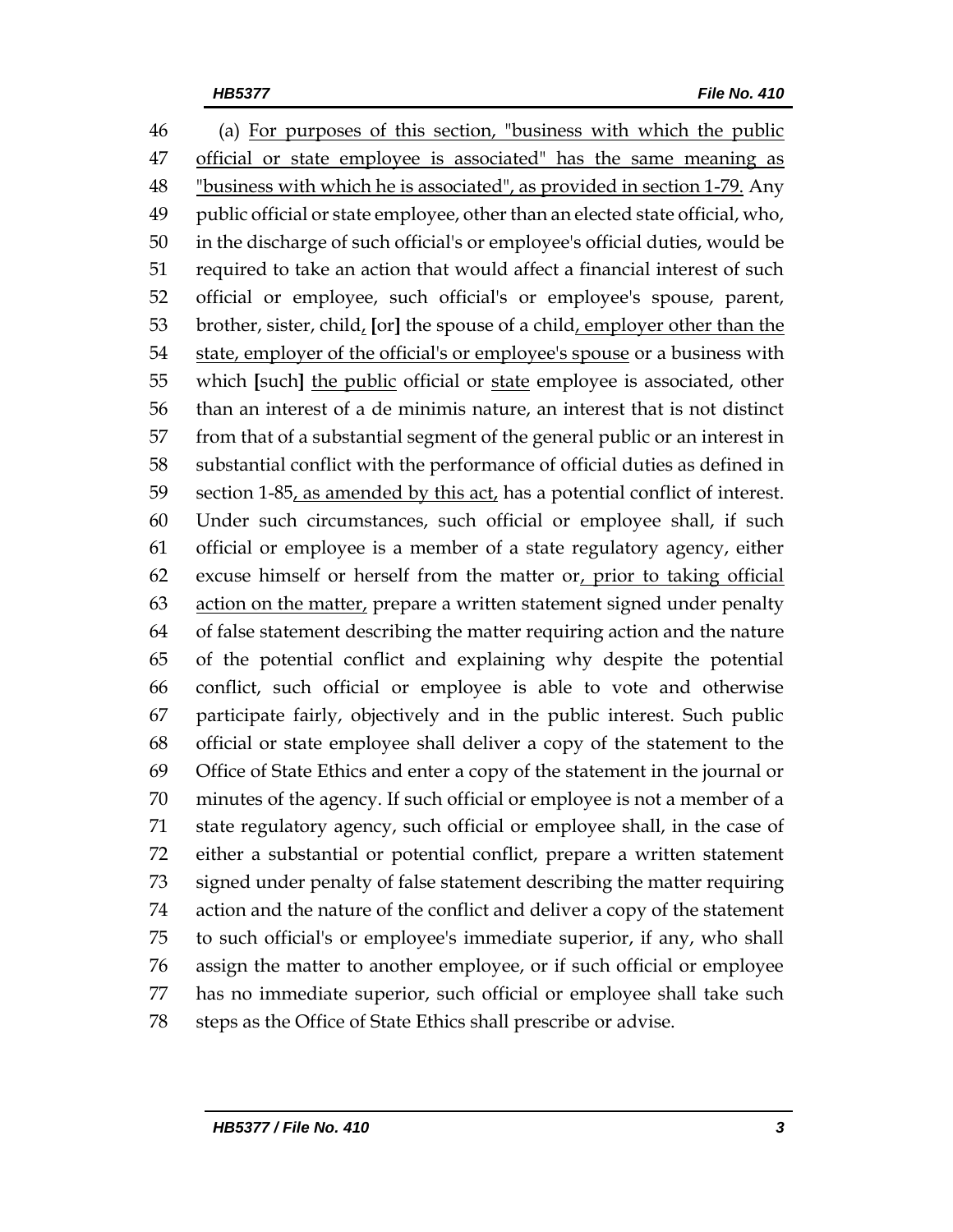46 (a) <u>For purposes of this section, "business with which the public</u>
47 <u>official or state employee is associated" has the same meaning as</u>
48 <u>"business with which he is associated", as provided in section 1-79.</u> Any
49 public official or state employee, other than an elected state official, who,
50 in the discharge of such official's or employee's official duties, would be
51 required to take an action that would affect a financial interest of such
52 official or employee, such official's or employee's spouse, parent,
53 brother, sister, child<u>,</u> **[**or**]** the spouse of a child<u>, employer other than the</u>
54 <u>state, employer of the official's or employee's spouse</u> or a business with
55 which **[**such**]** <u>the public</u> official or <u>state</u> employee is associated, other
56 than an interest of a de minimis nature, an interest that is not distinct
57 from that of a substantial segment of the general public or an interest in
58 substantial conflict with the performance of official duties as defined in
59 section 1-85<u>, as amended by this act,</u> has a potential conflict of interest.
60 Under such circumstances, such official or employee shall, if such
61 official or employee is a member of a state regulatory agency, either
62 excuse himself or herself from the matter or<u>, prior to taking official</u>
63 <u>action on the matter,</u> prepare a written statement signed under penalty
64 of false statement describing the matter requiring action and the nature
65 of the potential conflict and explaining why despite the potential
66 conflict, such official or employee is able to vote and otherwise
67 participate fairly, objectively and in the public interest. Such public
68 official or state employee shall deliver a copy of the statement to the
69 Office of State Ethics and enter a copy of the statement in the journal or
70 minutes of the agency. If such official or employee is not a member of a
71 state regulatory agency, such official or employee shall, in the case of
72 either a substantial or potential conflict, prepare a written statement
73 signed under penalty of false statement describing the matter requiring
74 action and the nature of the conflict and deliver a copy of the statement
75 to such official's or employee's immediate superior, if any, who shall
76 assign the matter to another employee, or if such official or employee
77 has no immediate superior, such official or employee shall take such
78 steps as the Office of State Ethics shall prescribe or advise.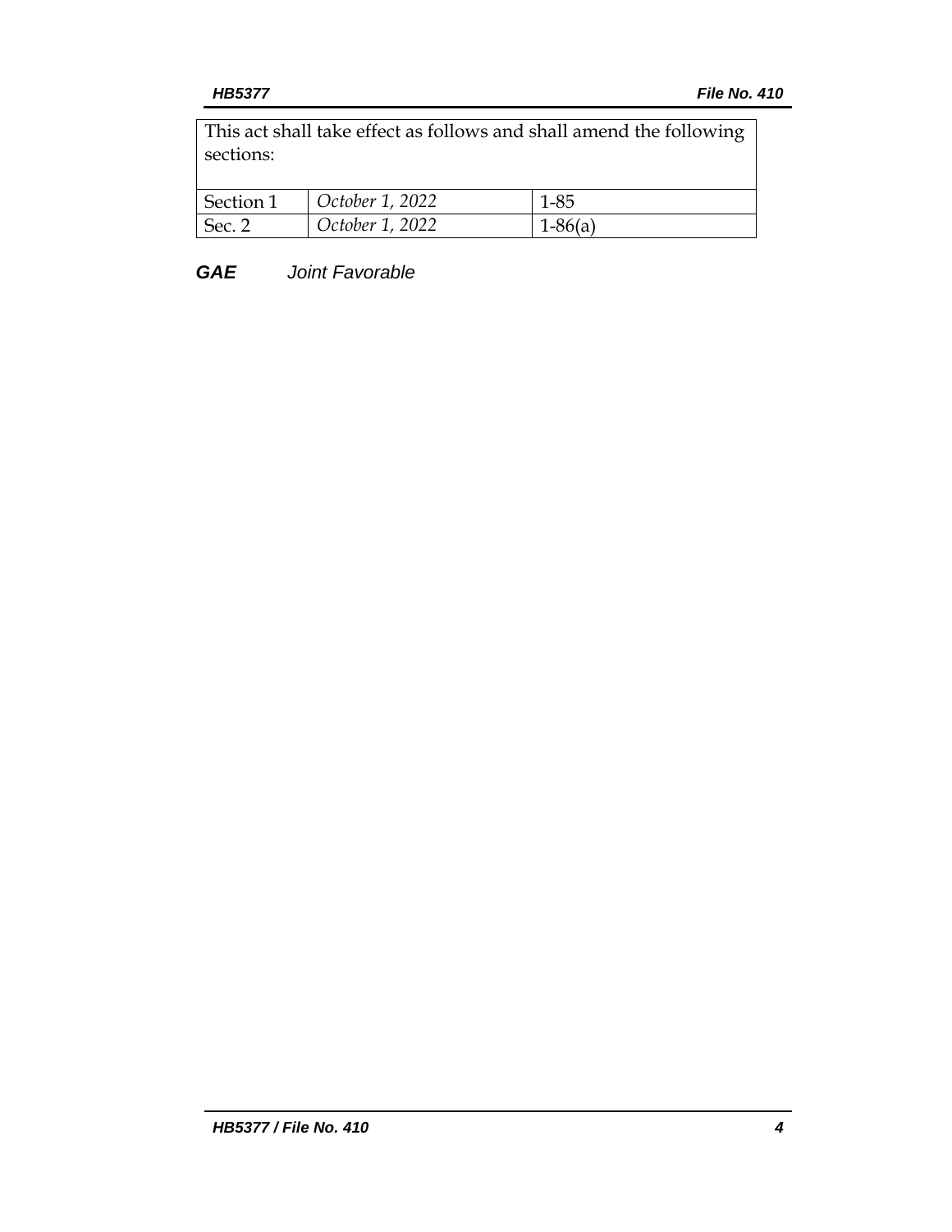| This act shall take effect as follows and shall amend the following sections: | | |
|---|---|---|
| Section 1 | *October 1, 2022* | 1-85 |
| Sec. 2 | *October 1, 2022* | 1-86(a) |

***GAE*** *Joint Favorable*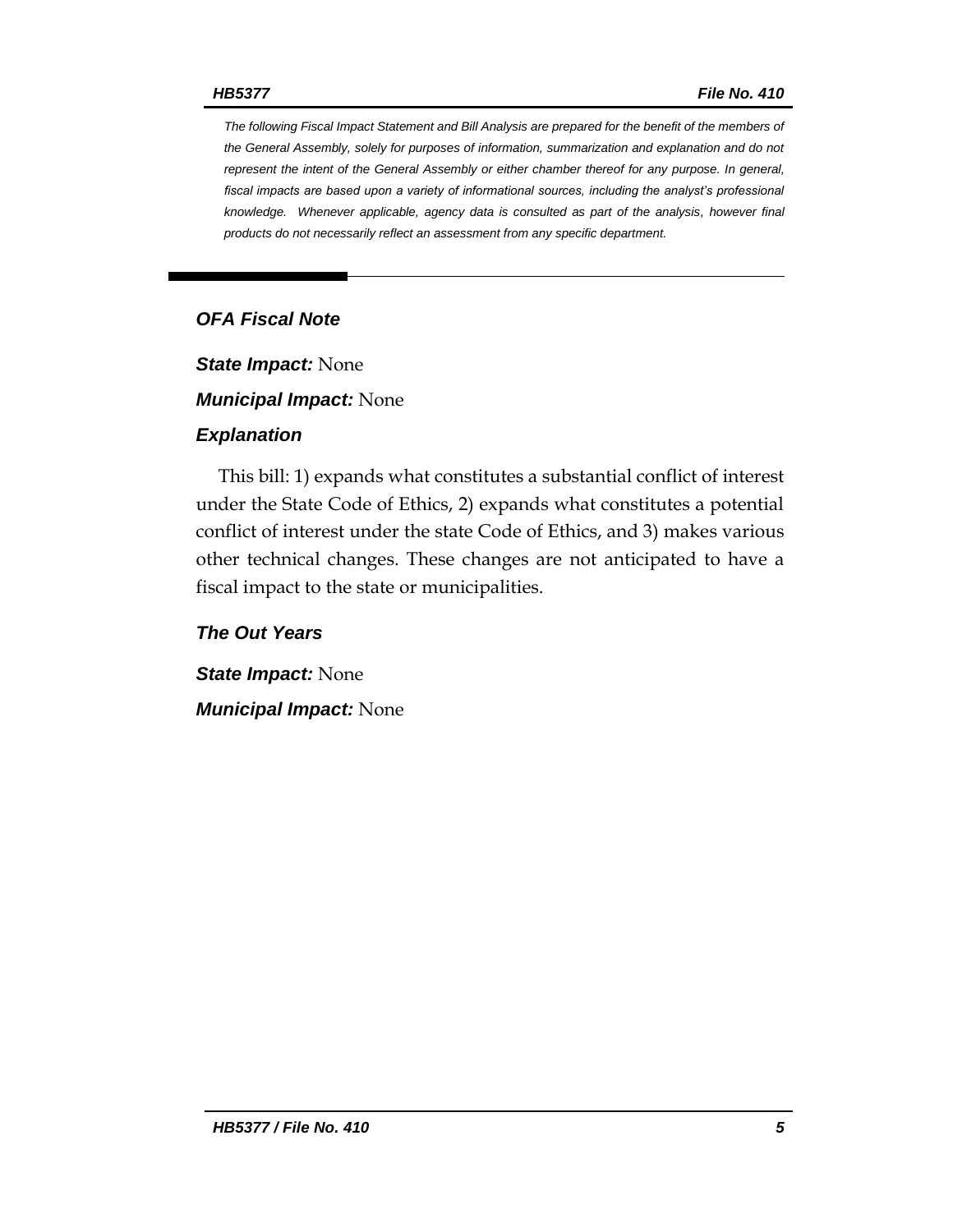*The following Fiscal Impact Statement and Bill Analysis are prepared for the benefit of the members of the General Assembly, solely for purposes of information, summarization and explanation and do not represent the intent of the General Assembly or either chamber thereof for any purpose. In general, fiscal impacts are based upon a variety of informational sources, including the analyst's professional knowledge. Whenever applicable, agency data is consulted as part of the analysis, however final products do not necessarily reflect an assessment from any specific department.*

## OFA Fiscal Note

***State Impact:*** None

***Municipal Impact:*** None

### Explanation

This bill: 1) expands what constitutes a substantial conflict of interest under the State Code of Ethics, 2) expands what constitutes a potential conflict of interest under the state Code of Ethics, and 3) makes various other technical changes. These changes are not anticipated to have a fiscal impact to the state or municipalities.

### The Out Years

***State Impact:*** None

***Municipal Impact:*** None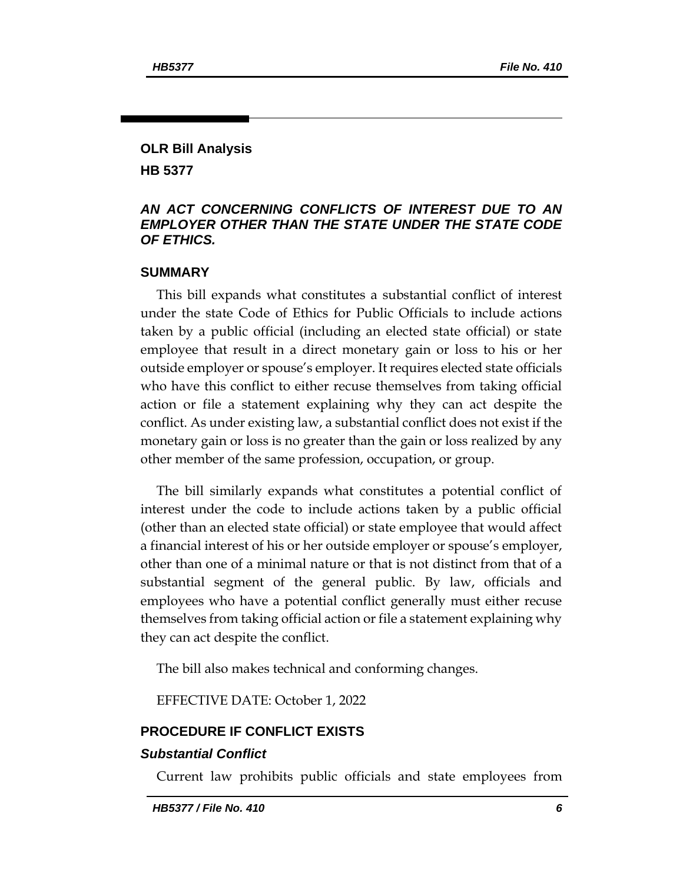**OLR Bill Analysis**

**HB 5377**

### *AN ACT CONCERNING CONFLICTS OF INTEREST DUE TO AN EMPLOYER OTHER THAN THE STATE UNDER THE STATE CODE OF ETHICS.*

## SUMMARY

This bill expands what constitutes a substantial conflict of interest under the state Code of Ethics for Public Officials to include actions taken by a public official (including an elected state official) or state employee that result in a direct monetary gain or loss to his or her outside employer or spouse's employer. It requires elected state officials who have this conflict to either recuse themselves from taking official action or file a statement explaining why they can act despite the conflict. As under existing law, a substantial conflict does not exist if the monetary gain or loss is no greater than the gain or loss realized by any other member of the same profession, occupation, or group.

The bill similarly expands what constitutes a potential conflict of interest under the code to include actions taken by a public official (other than an elected state official) or state employee that would affect a financial interest of his or her outside employer or spouse's employer, other than one of a minimal nature or that is not distinct from that of a substantial segment of the general public. By law, officials and employees who have a potential conflict generally must either recuse themselves from taking official action or file a statement explaining why they can act despite the conflict.

The bill also makes technical and conforming changes.

EFFECTIVE DATE: October 1, 2022

## PROCEDURE IF CONFLICT EXISTS

### *Substantial Conflict*

Current law prohibits public officials and state employees from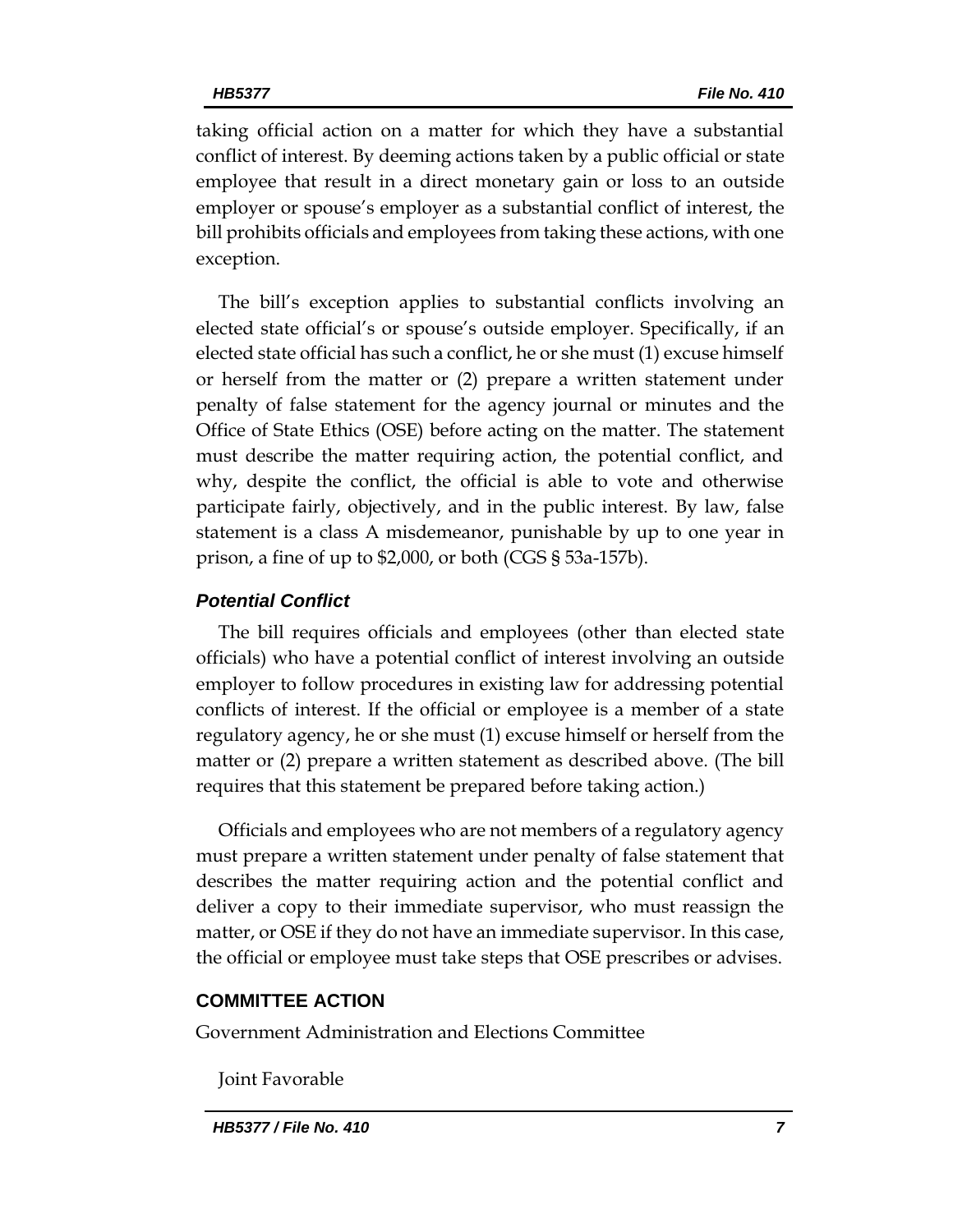taking official action on a matter for which they have a substantial conflict of interest. By deeming actions taken by a public official or state employee that result in a direct monetary gain or loss to an outside employer or spouse's employer as a substantial conflict of interest, the bill prohibits officials and employees from taking these actions, with one exception.

The bill's exception applies to substantial conflicts involving an elected state official's or spouse's outside employer. Specifically, if an elected state official has such a conflict, he or she must (1) excuse himself or herself from the matter or (2) prepare a written statement under penalty of false statement for the agency journal or minutes and the Office of State Ethics (OSE) before acting on the matter. The statement must describe the matter requiring action, the potential conflict, and why, despite the conflict, the official is able to vote and otherwise participate fairly, objectively, and in the public interest. By law, false statement is a class A misdemeanor, punishable by up to one year in prison, a fine of up to $2,000, or both (CGS § 53a-157b).

### *Potential Conflict*

The bill requires officials and employees (other than elected state officials) who have a potential conflict of interest involving an outside employer to follow procedures in existing law for addressing potential conflicts of interest. If the official or employee is a member of a state regulatory agency, he or she must (1) excuse himself or herself from the matter or (2) prepare a written statement as described above. (The bill requires that this statement be prepared before taking action.)

Officials and employees who are not members of a regulatory agency must prepare a written statement under penalty of false statement that describes the matter requiring action and the potential conflict and deliver a copy to their immediate supervisor, who must reassign the matter, or OSE if they do not have an immediate supervisor. In this case, the official or employee must take steps that OSE prescribes or advises.

## COMMITTEE ACTION

Government Administration and Elections Committee

Joint Favorable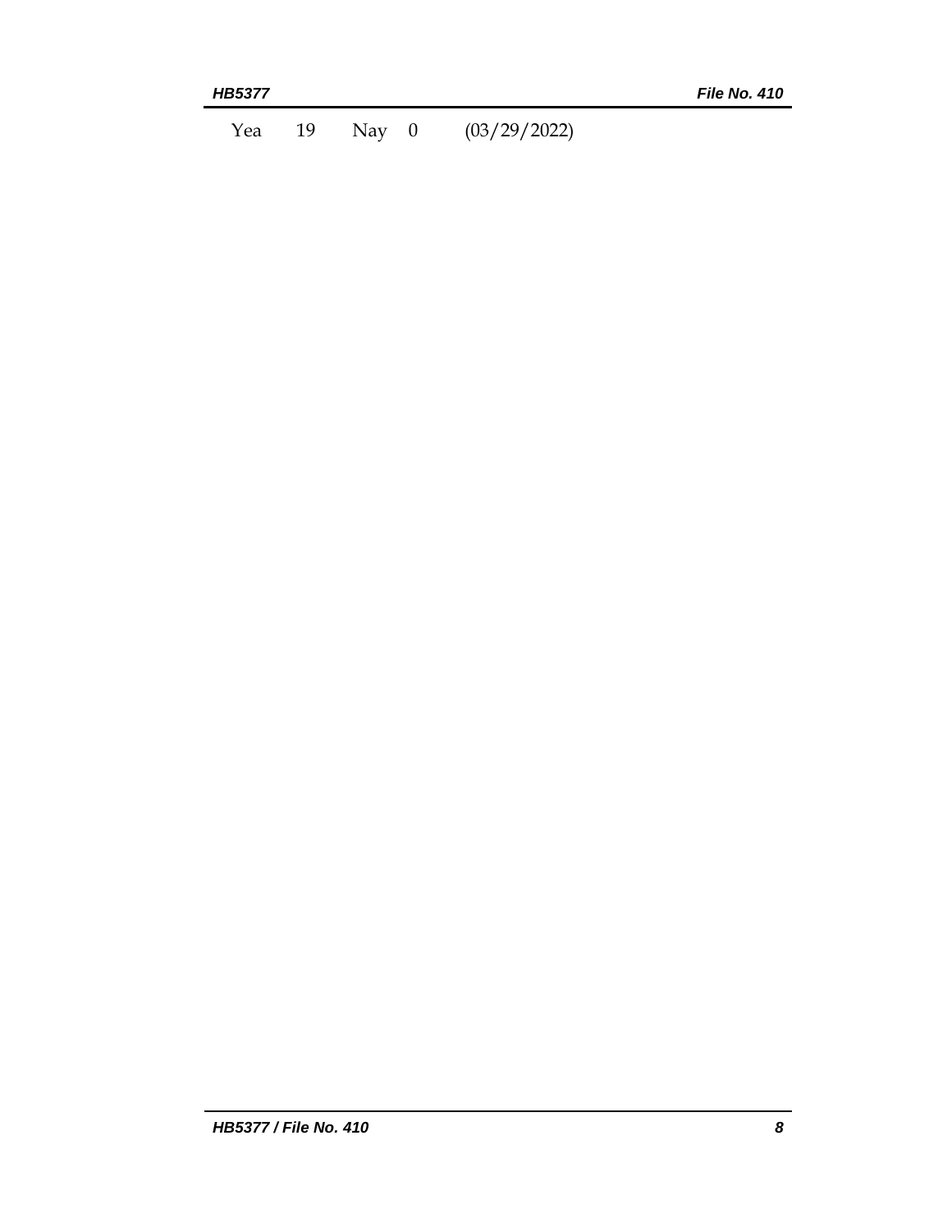Yea 19 Nay 0 (03/29/2022)